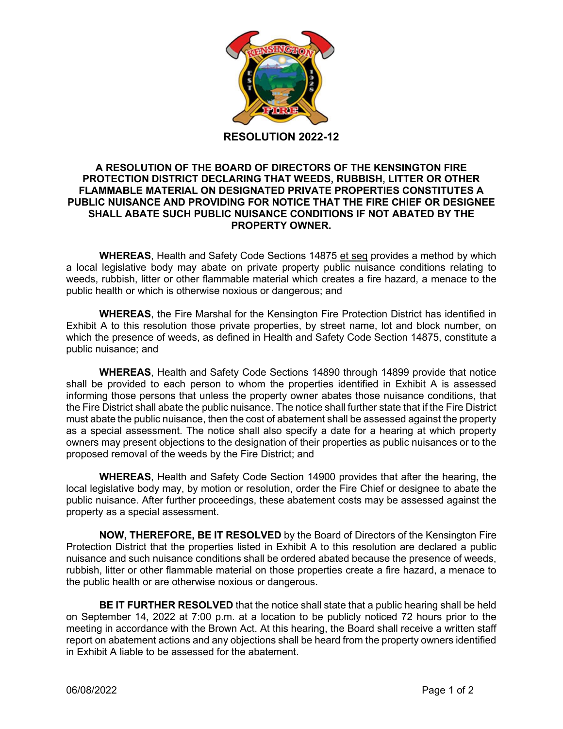# RESOLUTION 2022-12

## A RESOLUTION OF THE BOARD OF DIRECTORS OF THE KENSINGTON FIRE PROTECTION DISTRICT DECLARING THAT WEEDS, RUBBISH, LITTER OR OTHER FLAMMABLE MATERIAL ON DESIGNATED PRIVATE PROPERTIES CONSTITUTES A PUBLIC NUISANCE AND PROVIDING FOR NOTICE THAT THE FIRE CHIEF OR DESIGNEE SHALL ABATE SUCH PUBLIC NUISANCE CONDITIONS IF NOT ABATED BY THE PROPERTY OWNER.

**WHEREAS**, Health and Safety Code Sections 14875 et seq provides a method by which a local legislative body may abate on private property public nuisance conditions relating to weeds, rubbish, litter or other flammable material which creates a fire hazard, a menace to the public health or which is otherwise noxious or dangerous; and

**WHEREAS**, the Fire Marshal for the Kensington Fire Protection District has identified in Exhibit A to this resolution those private properties, by street name, lot and block number, on which the presence of weeds, as defined in Health and Safety Code Section 14875, constitute a public nuisance; and

**WHEREAS**, Health and Safety Code Sections 14890 through 14899 provide that notice shall be provided to each person to whom the properties identified in Exhibit A is assessed informing those persons that unless the property owner abates those nuisance conditions, that the Fire District shall abate the public nuisance. The notice shall further state that if the Fire District must abate the public nuisance, then the cost of abatement shall be assessed against the property as a special assessment. The notice shall also specify a date for a hearing at which property owners may present objections to the designation of their properties as public nuisances or to the proposed removal of the weeds by the Fire District; and

**WHEREAS**, Health and Safety Code Section 14900 provides that after the hearing, the local legislative body may, by motion or resolution, order the Fire Chief or designee to abate the public nuisance. After further proceedings, these abatement costs may be assessed against the property as a special assessment.

**NOW, THEREFORE, BE IT RESOLVED** by the Board of Directors of the Kensington Fire Protection District that the properties listed in Exhibit A to this resolution are declared a public nuisance and such nuisance conditions shall be ordered abated because the presence of weeds, rubbish, litter or other flammable material on those properties create a fire hazard, a menace to the public health or are otherwise noxious or dangerous.

**BE IT FURTHER RESOLVED** that the notice shall state that a public hearing shall be held on September 14, 2022 at 7:00 p.m. at a location to be publicly noticed 72 hours prior to the meeting in accordance with the Brown Act. At this hearing, the Board shall receive a written staff report on abatement actions and any objections shall be heard from the property owners identified in Exhibit A liable to be assessed for the abatement.

06/08/2022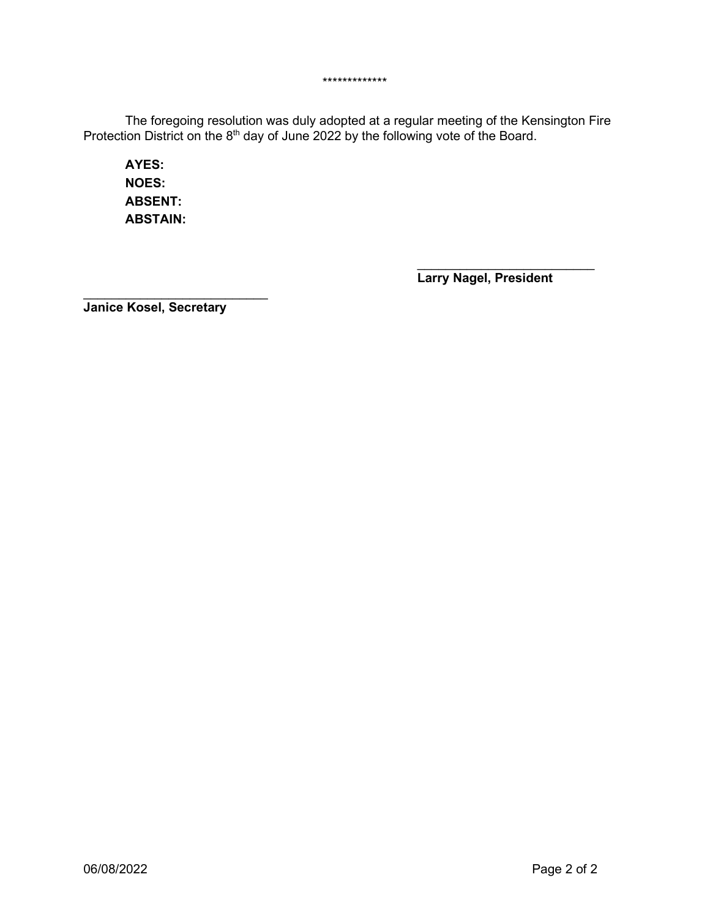*************

The foregoing resolution was duly adopted at a regular meeting of the Kensington Fire Protection District on the 8th day of June 2022 by the following vote of the Board.

**AYES:**
**NOES:**
**ABSENT:**
**ABSTAIN:**

___________________________
**Larry Nagel, President**

___________________________
**Janice Kosel, Secretary**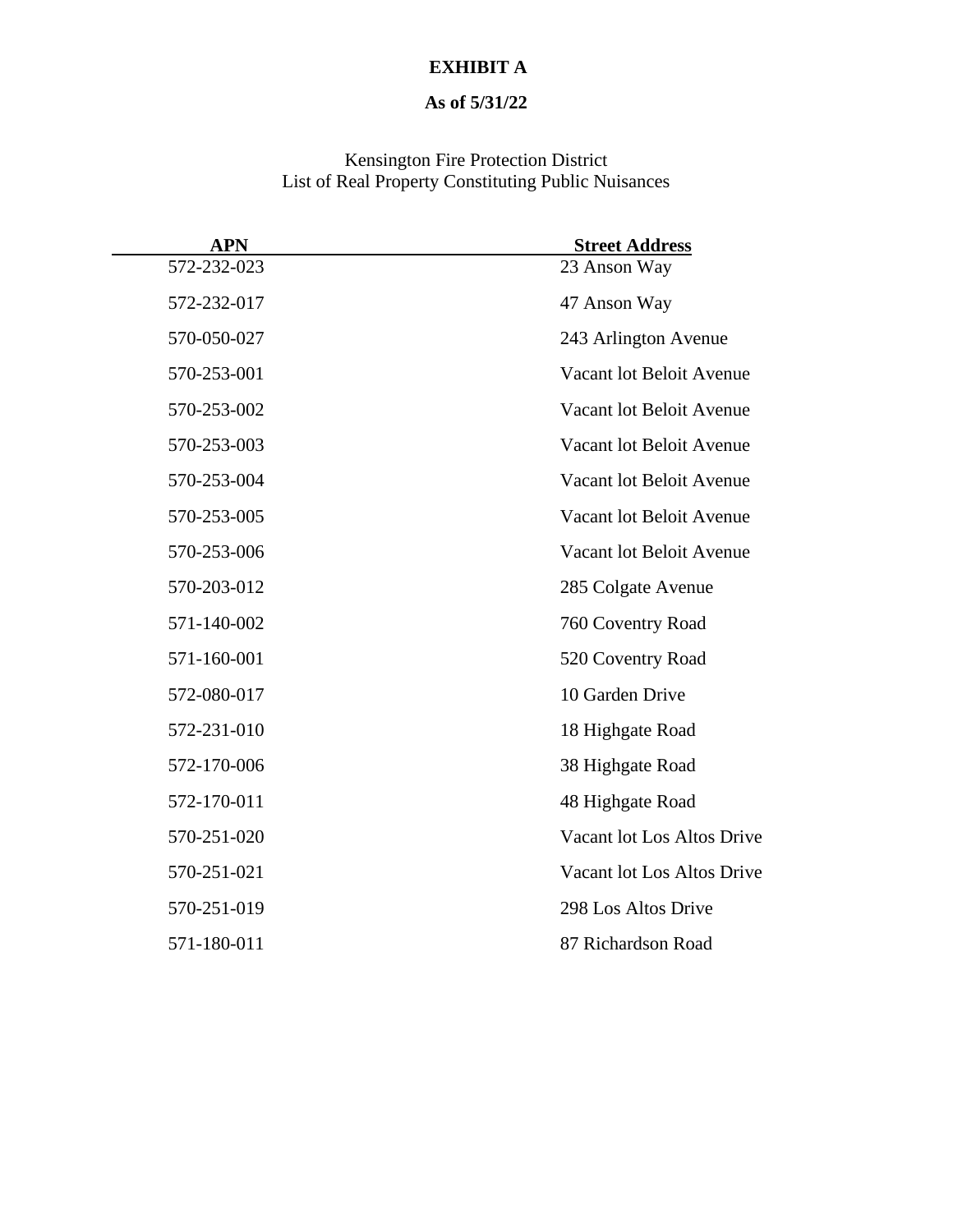# EXHIBIT A

## As of 5/31/22

Kensington Fire Protection District
List of Real Property Constituting Public Nuisances

| APN | Street Address |
|---|---|
| 572-232-023 | 23 Anson Way |
| 572-232-017 | 47 Anson Way |
| 570-050-027 | 243 Arlington Avenue |
| 570-253-001 | Vacant lot Beloit Avenue |
| 570-253-002 | Vacant lot Beloit Avenue |
| 570-253-003 | Vacant lot Beloit Avenue |
| 570-253-004 | Vacant lot Beloit Avenue |
| 570-253-005 | Vacant lot Beloit Avenue |
| 570-253-006 | Vacant lot Beloit Avenue |
| 570-203-012 | 285 Colgate Avenue |
| 571-140-002 | 760 Coventry Road |
| 571-160-001 | 520 Coventry Road |
| 572-080-017 | 10 Garden Drive |
| 572-231-010 | 18 Highgate Road |
| 572-170-006 | 38 Highgate Road |
| 572-170-011 | 48 Highgate Road |
| 570-251-020 | Vacant lot Los Altos Drive |
| 570-251-021 | Vacant lot Los Altos Drive |
| 570-251-019 | 298 Los Altos Drive |
| 571-180-011 | 87 Richardson Road |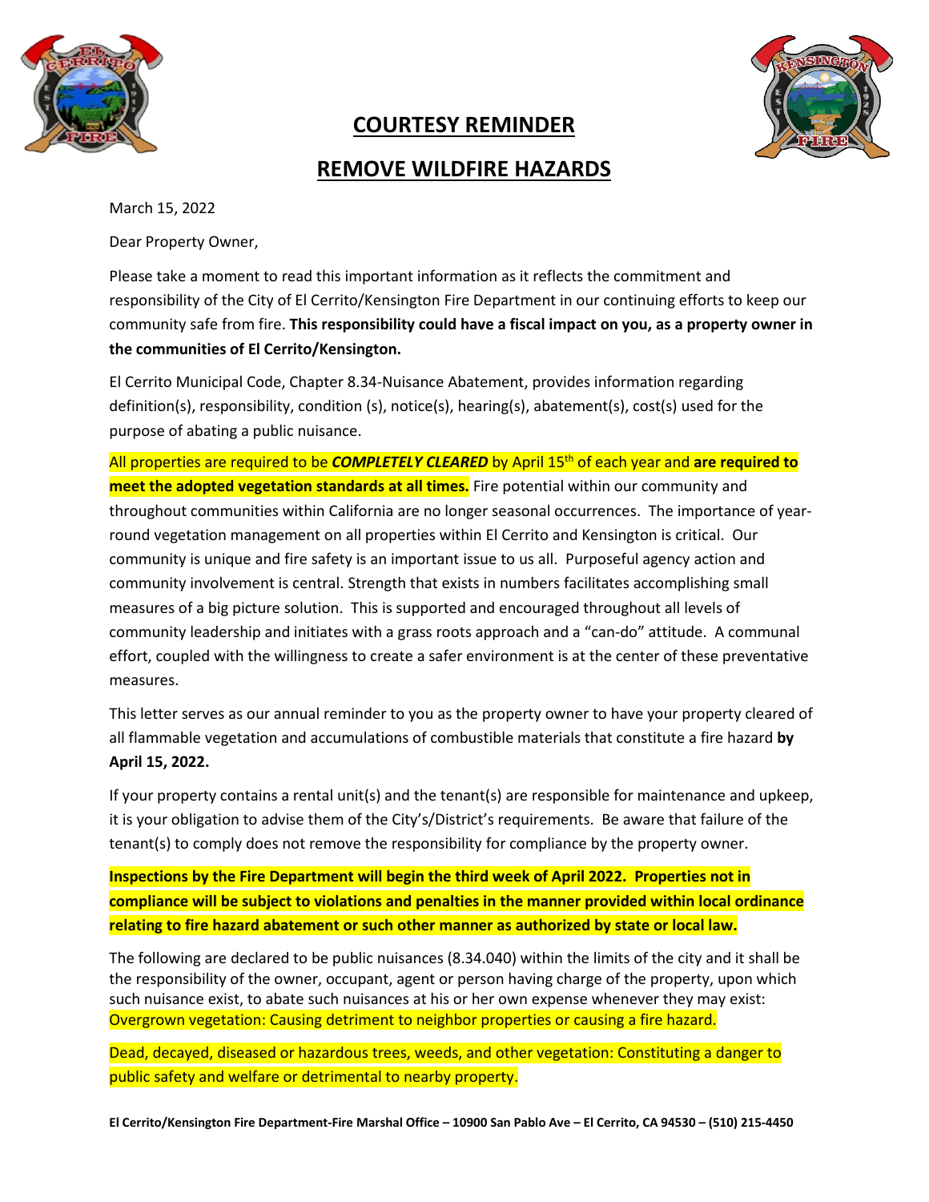# COURTESY REMINDER

# REMOVE WILDFIRE HAZARDS

March 15, 2022

Dear Property Owner,

Please take a moment to read this important information as it reflects the commitment and responsibility of the City of El Cerrito/Kensington Fire Department in our continuing efforts to keep our community safe from fire. **This responsibility could have a fiscal impact on you, as a property owner in the communities of El Cerrito/Kensington.**

El Cerrito Municipal Code, Chapter 8.34-Nuisance Abatement, provides information regarding definition(s), responsibility, condition (s), notice(s), hearing(s), abatement(s), cost(s) used for the purpose of abating a public nuisance.

All properties are required to be ***COMPLETELY CLEARED*** by April 15th of each year and **are required to meet the adopted vegetation standards at all times.** Fire potential within our community and throughout communities within California are no longer seasonal occurrences. The importance of year-round vegetation management on all properties within El Cerrito and Kensington is critical. Our community is unique and fire safety is an important issue to us all. Purposeful agency action and community involvement is central. Strength that exists in numbers facilitates accomplishing small measures of a big picture solution. This is supported and encouraged throughout all levels of community leadership and initiates with a grass roots approach and a "can-do" attitude. A communal effort, coupled with the willingness to create a safer environment is at the center of these preventative measures.

This letter serves as our annual reminder to you as the property owner to have your property cleared of all flammable vegetation and accumulations of combustible materials that constitute a fire hazard **by April 15, 2022.**

If your property contains a rental unit(s) and the tenant(s) are responsible for maintenance and upkeep, it is your obligation to advise them of the City's/District's requirements. Be aware that failure of the tenant(s) to comply does not remove the responsibility for compliance by the property owner.

**Inspections by the Fire Department will begin the third week of April 2022. Properties not in compliance will be subject to violations and penalties in the manner provided within local ordinance relating to fire hazard abatement or such other manner as authorized by state or local law.**

The following are declared to be public nuisances (8.34.040) within the limits of the city and it shall be the responsibility of the owner, occupant, agent or person having charge of the property, upon which such nuisance exist, to abate such nuisances at his or her own expense whenever they may exist:
Overgrown vegetation: Causing detriment to neighbor properties or causing a fire hazard.

Dead, decayed, diseased or hazardous trees, weeds, and other vegetation: Constituting a danger to public safety and welfare or detrimental to nearby property.

**El Cerrito/Kensington Fire Department-Fire Marshal Office – 10900 San Pablo Ave – El Cerrito, CA 94530 – (510) 215-4450**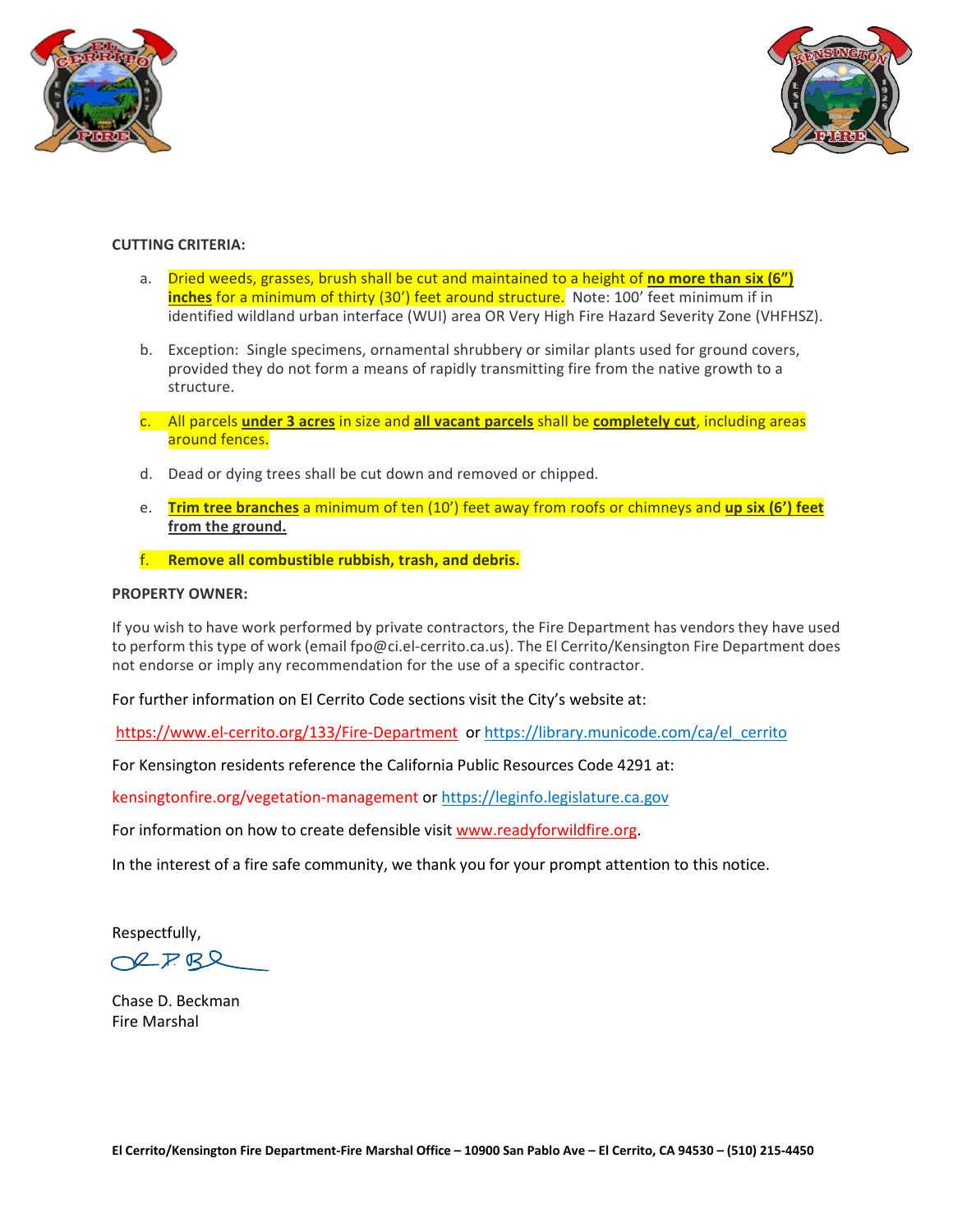**CUTTING CRITERIA:**

a. Dried weeds, grasses, brush shall be cut and maintained to a height of **no more than six (6") inches** for a minimum of thirty (30') feet around structure. Note: 100' feet minimum if in identified wildland urban interface (WUI) area OR Very High Fire Hazard Severity Zone (VHFHSZ).

b. Exception: Single specimens, ornamental shrubbery or similar plants used for ground covers, provided they do not form a means of rapidly transmitting fire from the native growth to a structure.

c. All parcels **under 3 acres** in size and **all vacant parcels** shall be **completely cut**, including areas around fences.

d. Dead or dying trees shall be cut down and removed or chipped.

e. **Trim tree branches** a minimum of ten (10') feet away from roofs or chimneys and **up six (6') feet from the ground.**

f. **Remove all combustible rubbish, trash, and debris.**

**PROPERTY OWNER:**

If you wish to have work performed by private contractors, the Fire Department has vendors they have used to perform this type of work (email fpo@ci.el-cerrito.ca.us). The El Cerrito/Kensington Fire Department does not endorse or imply any recommendation for the use of a specific contractor.

For further information on El Cerrito Code sections visit the City's website at:

https://www.el-cerrito.org/133/Fire-Department or https://library.municode.com/ca/el_cerrito

For Kensington residents reference the California Public Resources Code 4291 at:

kensingtonfire.org/vegetation-management or https://leginfo.legislature.ca.gov

For information on how to create defensible visit www.readyforwildfire.org.

In the interest of a fire safe community, we thank you for your prompt attention to this notice.

Respectfully,

Chase D. Beckman
Fire Marshal

**El Cerrito/Kensington Fire Department-Fire Marshal Office – 10900 San Pablo Ave – El Cerrito, CA 94530 – (510) 215-4450**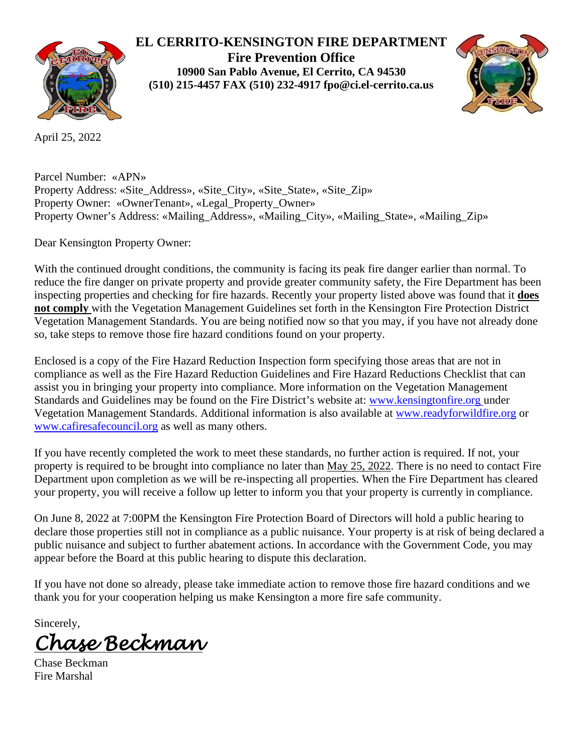**EL CERRITO-KENSINGTON FIRE DEPARTMENT**
**Fire Prevention Office**
**10900 San Pablo Avenue, El Cerrito, CA 94530**
**(510) 215-4457 FAX (510) 232-4917 fpo@ci.el-cerrito.ca.us**

April 25, 2022

Parcel Number: «APN»
Property Address: «Site_Address», «Site_City», «Site_State», «Site_Zip»
Property Owner: «OwnerTenant», «Legal_Property_Owner»
Property Owner's Address: «Mailing_Address», «Mailing_City», «Mailing_State», «Mailing_Zip»

Dear Kensington Property Owner:

With the continued drought conditions, the community is facing its peak fire danger earlier than normal. To reduce the fire danger on private property and provide greater community safety, the Fire Department has been inspecting properties and checking for fire hazards. Recently your property listed above was found that it **does not comply** with the Vegetation Management Guidelines set forth in the Kensington Fire Protection District Vegetation Management Standards. You are being notified now so that you may, if you have not already done so, take steps to remove those fire hazard conditions found on your property.

Enclosed is a copy of the Fire Hazard Reduction Inspection form specifying those areas that are not in compliance as well as the Fire Hazard Reduction Guidelines and Fire Hazard Reductions Checklist that can assist you in bringing your property into compliance. More information on the Vegetation Management Standards and Guidelines may be found on the Fire District's website at: www.kensingtonfire.org under Vegetation Management Standards. Additional information is also available at www.readyforwildfire.org or www.cafiresafecouncil.org as well as many others.

If you have recently completed the work to meet these standards, no further action is required. If not, your property is required to be brought into compliance no later than May 25, 2022. There is no need to contact Fire Department upon completion as we will be re-inspecting all properties. When the Fire Department has cleared your property, you will receive a follow up letter to inform you that your property is currently in compliance.

On June 8, 2022 at 7:00PM the Kensington Fire Protection Board of Directors will hold a public hearing to declare those properties still not in compliance as a public nuisance. Your property is at risk of being declared a public nuisance and subject to further abatement actions. In accordance with the Government Code, you may appear before the Board at this public hearing to dispute this declaration.

If you have not done so already, please take immediate action to remove those fire hazard conditions and we thank you for your cooperation helping us make Kensington a more fire safe community.

Sincerely,

*Chase Beckman*

Chase Beckman
Fire Marshal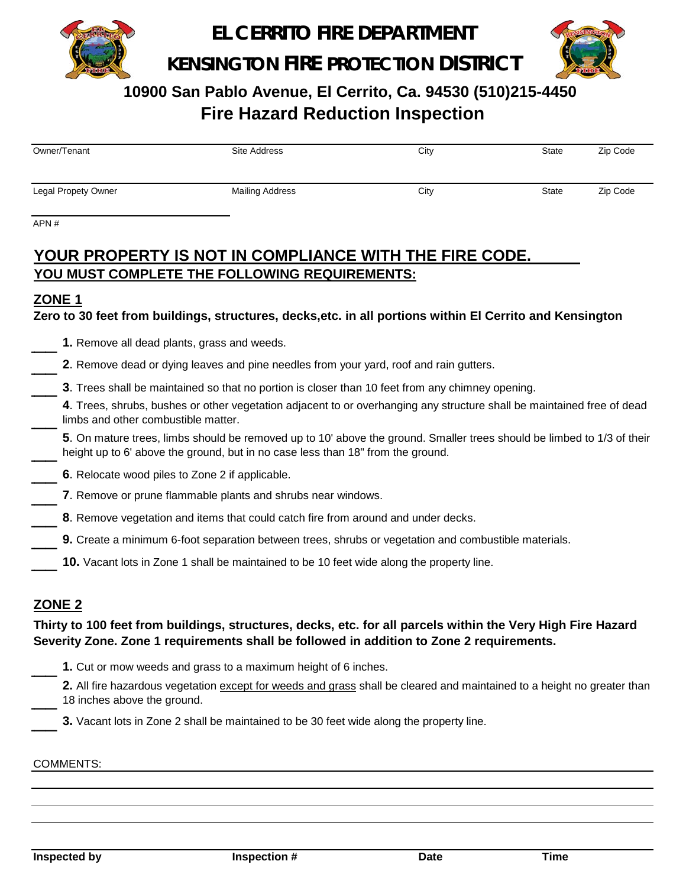# EL CERRITO FIRE DEPARTMENT

# KENSINGTON FIRE PROTECTION DISTRICT

**10900 San Pablo Avenue, El Cerrito, Ca. 94530 (510)215-4450**

## Fire Hazard Reduction Inspection

| Owner/Tenant | Site Address | City | State | Zip Code |
|---|---|---|---|---|
| | | | | |
| Legal Propety Owner | Mailing Address | City | State | Zip Code |
| | | | | |

APN #

## YOUR PROPERTY IS NOT IN COMPLIANCE WITH THE FIRE CODE.

### YOU MUST COMPLETE THE FOLLOWING REQUIREMENTS:

### ZONE 1

**Zero to 30 feet from buildings, structures, decks,etc. in all portions within El Cerrito and Kensington**

____ **1.** Remove all dead plants, grass and weeds.

____ **2**. Remove dead or dying leaves and pine needles from your yard, roof and rain gutters.

____ **3**. Trees shall be maintained so that no portion is closer than 10 feet from any chimney opening.

____ **4**. Trees, shrubs, bushes or other vegetation adjacent to or overhanging any structure shall be maintained free of dead limbs and other combustible matter.

____ **5**. On mature trees, limbs should be removed up to 10' above the ground. Smaller trees should be limbed to 1/3 of their height up to 6' above the ground, but in no case less than 18" from the ground.

____ **6**. Relocate wood piles to Zone 2 if applicable.

____ **7**. Remove or prune flammable plants and shrubs near windows.

____ **8**. Remove vegetation and items that could catch fire from around and under decks.

____ **9.** Create a minimum 6-foot separation between trees, shrubs or vegetation and combustible materials.

____ **10.** Vacant lots in Zone 1 shall be maintained to be 10 feet wide along the property line.

### ZONE 2

**Thirty to 100 feet from buildings, structures, decks, etc. for all parcels within the Very High Fire Hazard Severity Zone. Zone 1 requirements shall be followed in addition to Zone 2 requirements.**

____ **1.** Cut or mow weeds and grass to a maximum height of 6 inches.

____ **2.** All fire hazardous vegetation except for weeds and grass shall be cleared and maintained to a height no greater than 18 inches above the ground.

____ **3.** Vacant lots in Zone 2 shall be maintained to be 30 feet wide along the property line.

COMMENTS:

| **Inspected by** | **Inspection #** | **Date** | **Time** |
|---|---|---|---|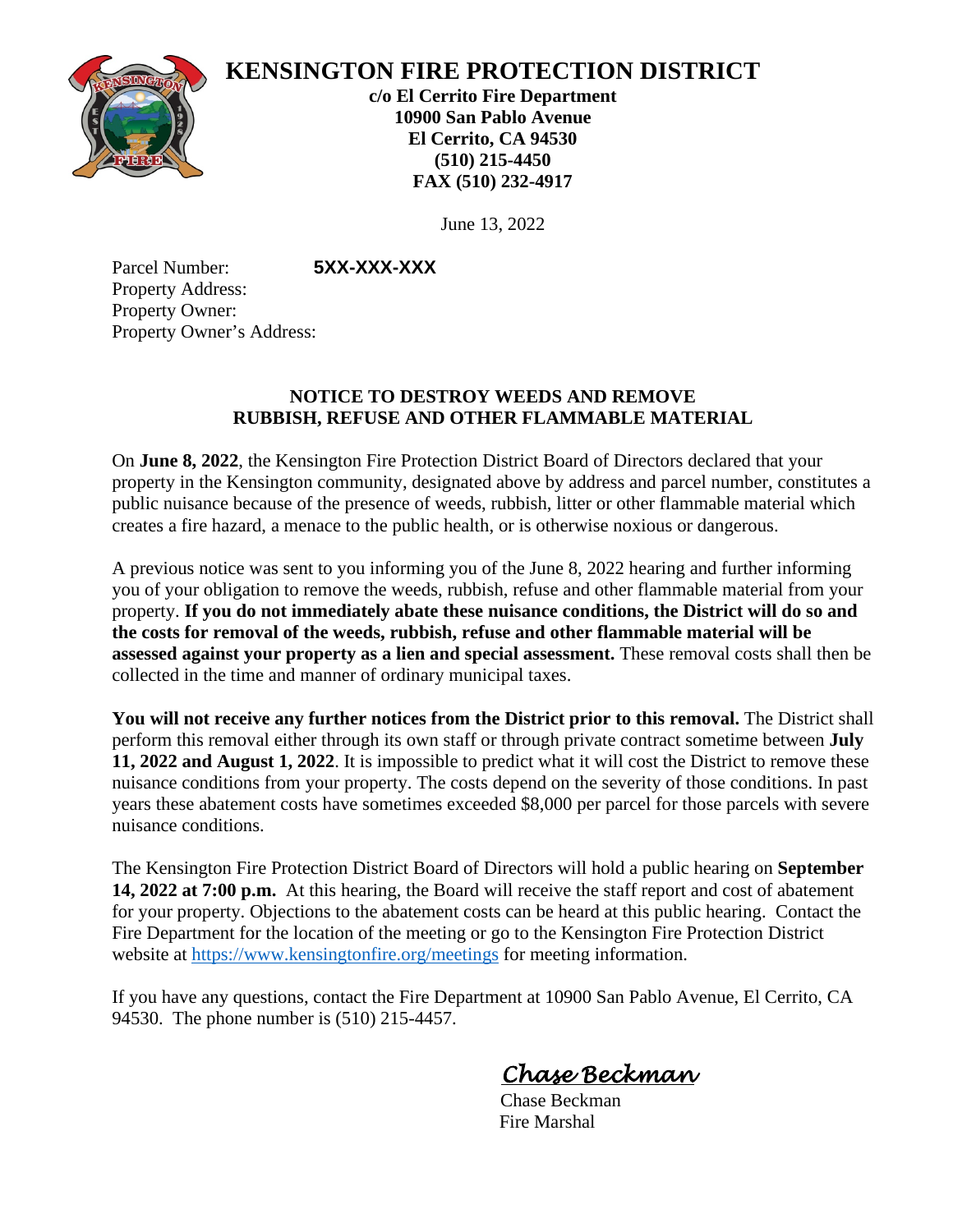# KENSINGTON FIRE PROTECTION DISTRICT

**c/o El Cerrito Fire Department**
**10900 San Pablo Avenue**
**El Cerrito, CA 94530**
**(510) 215-4450**
**FAX (510) 232-4917**

June 13, 2022

Parcel Number: **5XX-XXX-XXX**
Property Address:
Property Owner:
Property Owner's Address:

## NOTICE TO DESTROY WEEDS AND REMOVE RUBBISH, REFUSE AND OTHER FLAMMABLE MATERIAL

On **June 8, 2022**, the Kensington Fire Protection District Board of Directors declared that your property in the Kensington community, designated above by address and parcel number, constitutes a public nuisance because of the presence of weeds, rubbish, litter or other flammable material which creates a fire hazard, a menace to the public health, or is otherwise noxious or dangerous.

A previous notice was sent to you informing you of the June 8, 2022 hearing and further informing you of your obligation to remove the weeds, rubbish, refuse and other flammable material from your property. **If you do not immediately abate these nuisance conditions, the District will do so and the costs for removal of the weeds, rubbish, refuse and other flammable material will be assessed against your property as a lien and special assessment.** These removal costs shall then be collected in the time and manner of ordinary municipal taxes.

**You will not receive any further notices from the District prior to this removal.** The District shall perform this removal either through its own staff or through private contract sometime between **July 11, 2022 and August 1, 2022**. It is impossible to predict what it will cost the District to remove these nuisance conditions from your property. The costs depend on the severity of those conditions. In past years these abatement costs have sometimes exceeded $8,000 per parcel for those parcels with severe nuisance conditions.

The Kensington Fire Protection District Board of Directors will hold a public hearing on **September 14, 2022 at 7:00 p.m.** At this hearing, the Board will receive the staff report and cost of abatement for your property. Objections to the abatement costs can be heard at this public hearing. Contact the Fire Department for the location of the meeting or go to the Kensington Fire Protection District website at https://www.kensingtonfire.org/meetings for meeting information.

If you have any questions, contact the Fire Department at 10900 San Pablo Avenue, El Cerrito, CA 94530. The phone number is (510) 215-4457.

*Chase Beckman*

Chase Beckman
Fire Marshal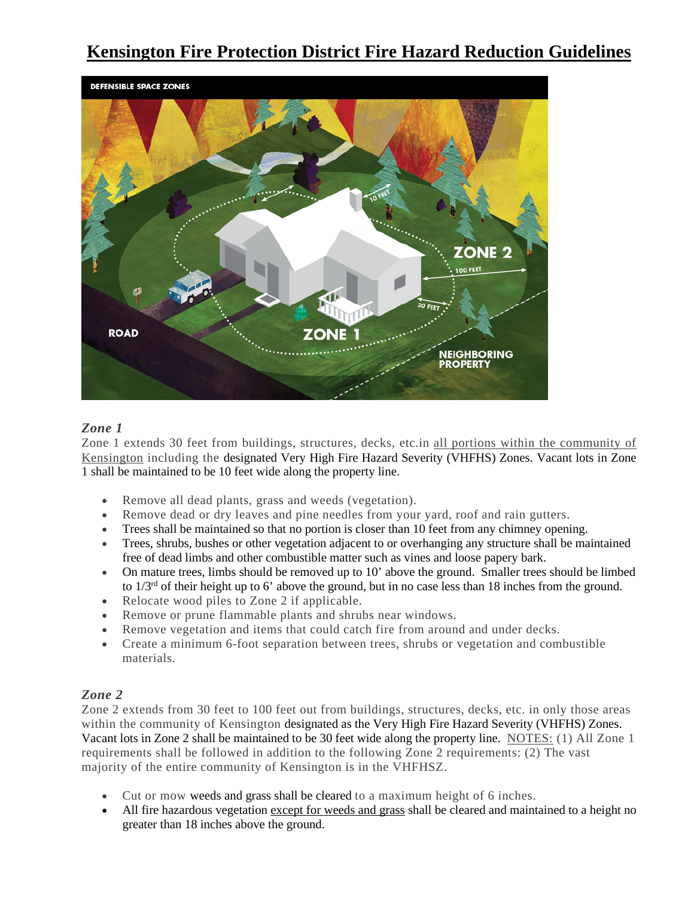# Kensington Fire Protection District Fire Hazard Reduction Guidelines

### *Zone 1*

Zone 1 extends 30 feet from buildings, structures, decks, etc.in all portions within the community of Kensington including the designated Very High Fire Hazard Severity (VHFHS) Zones. Vacant lots in Zone 1 shall be maintained to be 10 feet wide along the property line.

- Remove all dead plants, grass and weeds (vegetation).
- Remove dead or dry leaves and pine needles from your yard, roof and rain gutters.
- Trees shall be maintained so that no portion is closer than 10 feet from any chimney opening.
- Trees, shrubs, bushes or other vegetation adjacent to or overhanging any structure shall be maintained free of dead limbs and other combustible matter such as vines and loose papery bark.
- On mature trees, limbs should be removed up to 10' above the ground. Smaller trees should be limbed to 1/3rd of their height up to 6' above the ground, but in no case less than 18 inches from the ground.
- Relocate wood piles to Zone 2 if applicable.
- Remove or prune flammable plants and shrubs near windows.
- Remove vegetation and items that could catch fire from around and under decks.
- Create a minimum 6-foot separation between trees, shrubs or vegetation and combustible materials.

### *Zone 2*

Zone 2 extends from 30 feet to 100 feet out from buildings, structures, decks, etc. in only those areas within the community of Kensington designated as the Very High Fire Hazard Severity (VHFHS) Zones. Vacant lots in Zone 2 shall be maintained to be 30 feet wide along the property line. NOTES: (1) All Zone 1 requirements shall be followed in addition to the following Zone 2 requirements: (2) The vast majority of the entire community of Kensington is in the VHFHSZ.

- Cut or mow weeds and grass shall be cleared to a maximum height of 6 inches.
- All fire hazardous vegetation except for weeds and grass shall be cleared and maintained to a height no greater than 18 inches above the ground.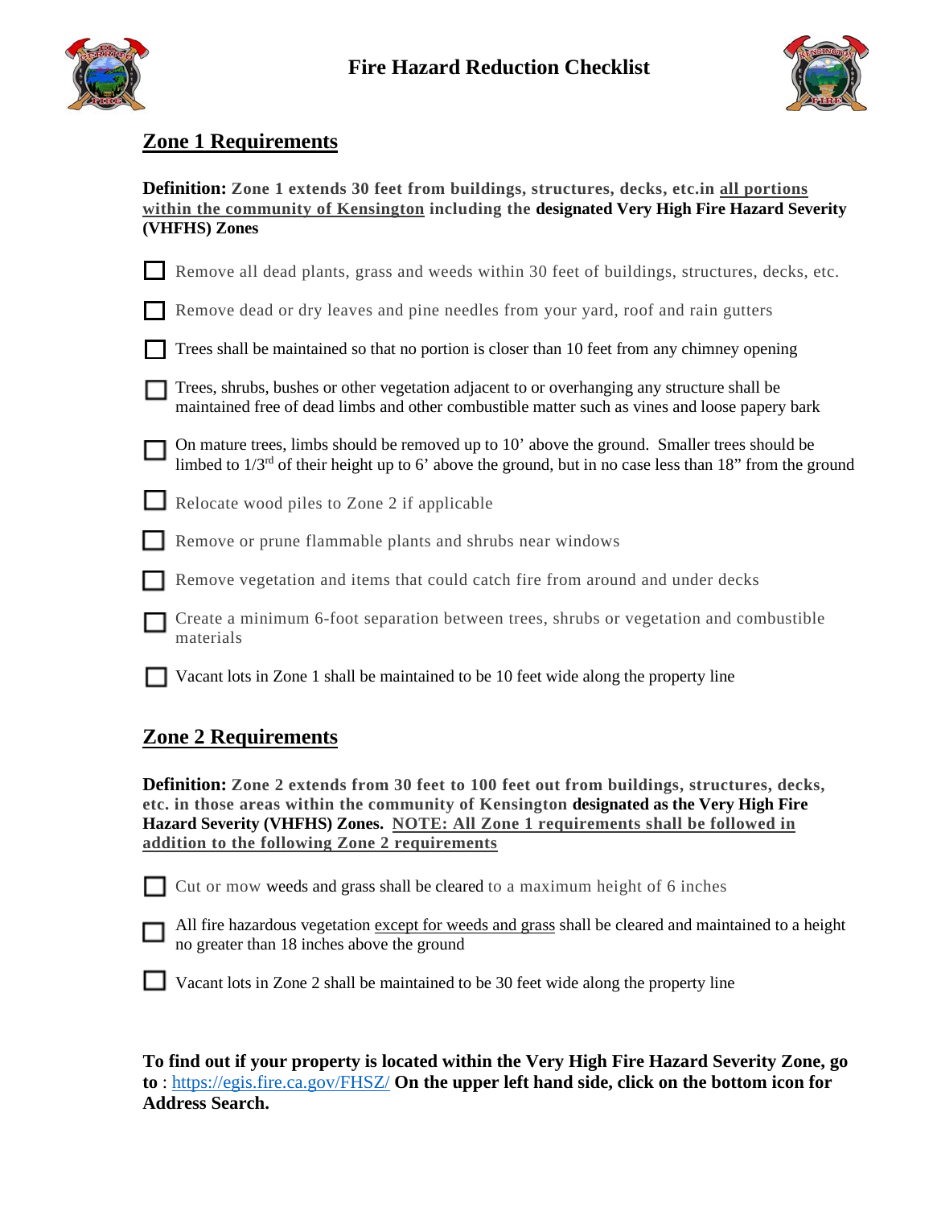# Fire Hazard Reduction Checklist

## Zone 1 Requirements

**Definition:** **Zone 1 extends 30 feet from buildings, structures, decks, etc.in <u>all portions within the community of Kensington</u> including the designated Very High Fire Hazard Severity (VHFHS) Zones**

- [ ] Remove all dead plants, grass and weeds within 30 feet of buildings, structures, decks, etc.
- [ ] Remove dead or dry leaves and pine needles from your yard, roof and rain gutters
- [ ] Trees shall be maintained so that no portion is closer than 10 feet from any chimney opening
- [ ] Trees, shrubs, bushes or other vegetation adjacent to or overhanging any structure shall be maintained free of dead limbs and other combustible matter such as vines and loose papery bark
- [ ] On mature trees, limbs should be removed up to 10' above the ground. Smaller trees should be limbed to 1/3rd of their height up to 6' above the ground, but in no case less than 18" from the ground
- [ ] Relocate wood piles to Zone 2 if applicable
- [ ] Remove or prune flammable plants and shrubs near windows
- [ ] Remove vegetation and items that could catch fire from around and under decks
- [ ] Create a minimum 6-foot separation between trees, shrubs or vegetation and combustible materials
- [ ] Vacant lots in Zone 1 shall be maintained to be 10 feet wide along the property line

## Zone 2 Requirements

**Definition:** **Zone 2 extends from 30 feet to 100 feet out from buildings, structures, decks, etc. in those areas within the community of Kensington designated as the Very High Fire Hazard Severity (VHFHS) Zones. <u>NOTE: All Zone 1 requirements shall be followed in addition to the following Zone 2 requirements</u>**

- [ ] Cut or mow weeds and grass shall be cleared to a maximum height of 6 inches
- [ ] All fire hazardous vegetation <u>except for weeds and grass</u> shall be cleared and maintained to a height no greater than 18 inches above the ground
- [ ] Vacant lots in Zone 2 shall be maintained to be 30 feet wide along the property line

**To find out if your property is located within the Very High Fire Hazard Severity Zone, go to** : https://egis.fire.ca.gov/FHSZ/ **On the upper left hand side, click on the bottom icon for Address Search.**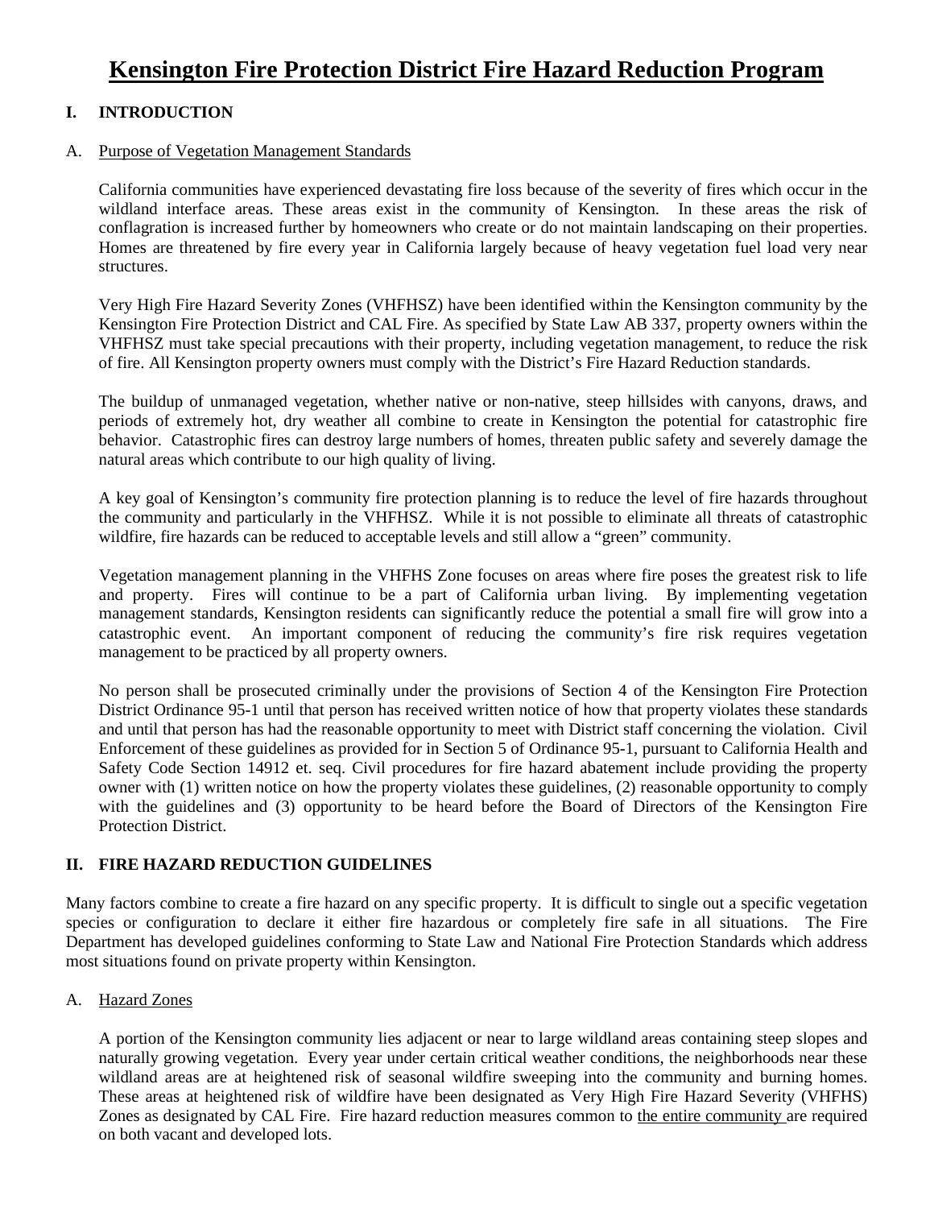# Kensington Fire Protection District Fire Hazard Reduction Program

## I. INTRODUCTION

### A. Purpose of Vegetation Management Standards

California communities have experienced devastating fire loss because of the severity of fires which occur in the wildland interface areas. These areas exist in the community of Kensington. In these areas the risk of conflagration is increased further by homeowners who create or do not maintain landscaping on their properties. Homes are threatened by fire every year in California largely because of heavy vegetation fuel load very near structures.

Very High Fire Hazard Severity Zones (VHFHSZ) have been identified within the Kensington community by the Kensington Fire Protection District and CAL Fire. As specified by State Law AB 337, property owners within the VHFHSZ must take special precautions with their property, including vegetation management, to reduce the risk of fire. All Kensington property owners must comply with the District's Fire Hazard Reduction standards.

The buildup of unmanaged vegetation, whether native or non-native, steep hillsides with canyons, draws, and periods of extremely hot, dry weather all combine to create in Kensington the potential for catastrophic fire behavior. Catastrophic fires can destroy large numbers of homes, threaten public safety and severely damage the natural areas which contribute to our high quality of living.

A key goal of Kensington's community fire protection planning is to reduce the level of fire hazards throughout the community and particularly in the VHFHSZ. While it is not possible to eliminate all threats of catastrophic wildfire, fire hazards can be reduced to acceptable levels and still allow a "green" community.

Vegetation management planning in the VHFHS Zone focuses on areas where fire poses the greatest risk to life and property. Fires will continue to be a part of California urban living. By implementing vegetation management standards, Kensington residents can significantly reduce the potential a small fire will grow into a catastrophic event. An important component of reducing the community's fire risk requires vegetation management to be practiced by all property owners.

No person shall be prosecuted criminally under the provisions of Section 4 of the Kensington Fire Protection District Ordinance 95-1 until that person has received written notice of how that property violates these standards and until that person has had the reasonable opportunity to meet with District staff concerning the violation. Civil Enforcement of these guidelines as provided for in Section 5 of Ordinance 95-1, pursuant to California Health and Safety Code Section 14912 et. seq. Civil procedures for fire hazard abatement include providing the property owner with (1) written notice on how the property violates these guidelines, (2) reasonable opportunity to comply with the guidelines and (3) opportunity to be heard before the Board of Directors of the Kensington Fire Protection District.

## II. FIRE HAZARD REDUCTION GUIDELINES

Many factors combine to create a fire hazard on any specific property. It is difficult to single out a specific vegetation species or configuration to declare it either fire hazardous or completely fire safe in all situations. The Fire Department has developed guidelines conforming to State Law and National Fire Protection Standards which address most situations found on private property within Kensington.

### A. Hazard Zones

A portion of the Kensington community lies adjacent or near to large wildland areas containing steep slopes and naturally growing vegetation. Every year under certain critical weather conditions, the neighborhoods near these wildland areas are at heightened risk of seasonal wildfire sweeping into the community and burning homes. These areas at heightened risk of wildfire have been designated as Very High Fire Hazard Severity (VHFHS) Zones as designated by CAL Fire. Fire hazard reduction measures common to the entire community are required on both vacant and developed lots.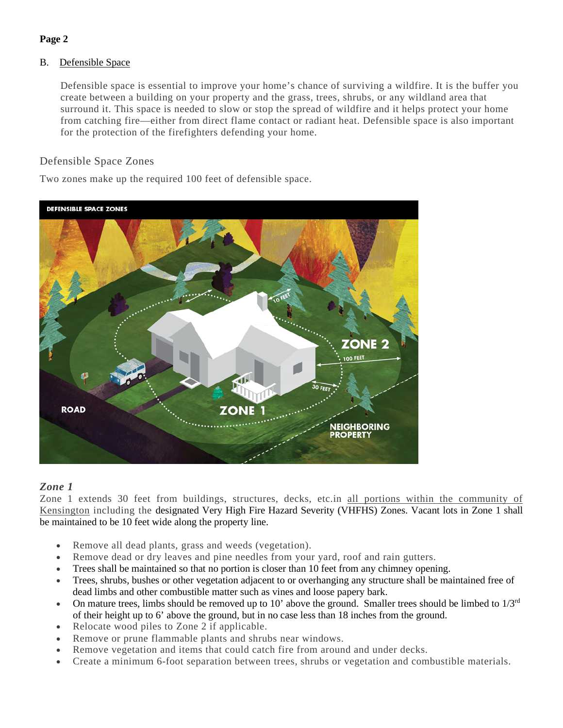**Page 2**

B. Defensible Space

Defensible space is essential to improve your home's chance of surviving a wildfire. It is the buffer you create between a building on your property and the grass, trees, shrubs, or any wildland area that surround it. This space is needed to slow or stop the spread of wildfire and it helps protect your home from catching fire—either from direct flame contact or radiant heat. Defensible space is also important for the protection of the firefighters defending your home.

## Defensible Space Zones

Two zones make up the required 100 feet of defensible space.

### *Zone 1*

Zone 1 extends 30 feet from buildings, structures, decks, etc.in all portions within the community of Kensington including the designated Very High Fire Hazard Severity (VHFHS) Zones. Vacant lots in Zone 1 shall be maintained to be 10 feet wide along the property line.

- Remove all dead plants, grass and weeds (vegetation).
- Remove dead or dry leaves and pine needles from your yard, roof and rain gutters.
- Trees shall be maintained so that no portion is closer than 10 feet from any chimney opening.
- Trees, shrubs, bushes or other vegetation adjacent to or overhanging any structure shall be maintained free of dead limbs and other combustible matter such as vines and loose papery bark.
- On mature trees, limbs should be removed up to 10' above the ground. Smaller trees should be limbed to 1/3rd of their height up to 6' above the ground, but in no case less than 18 inches from the ground.
- Relocate wood piles to Zone 2 if applicable.
- Remove or prune flammable plants and shrubs near windows.
- Remove vegetation and items that could catch fire from around and under decks.
- Create a minimum 6-foot separation between trees, shrubs or vegetation and combustible materials.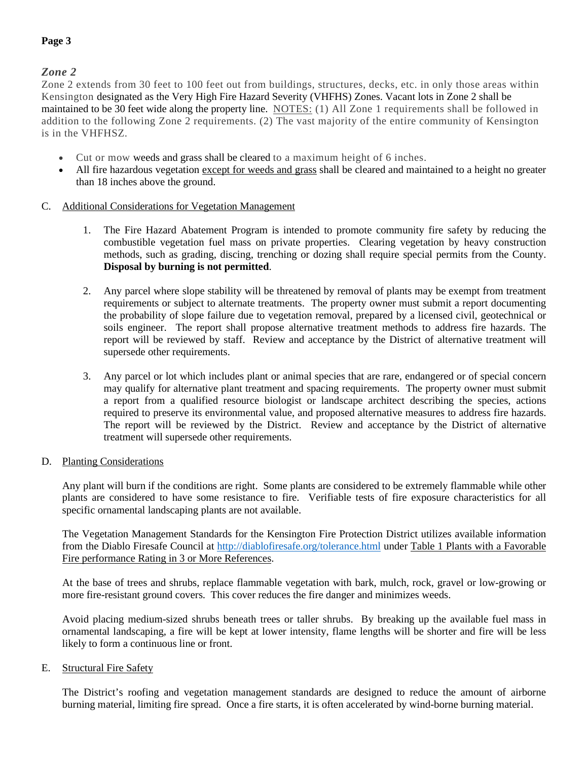### *Zone 2*

Zone 2 extends from 30 feet to 100 feet out from buildings, structures, decks, etc. in only those areas within Kensington designated as the Very High Fire Hazard Severity (VHFHS) Zones. Vacant lots in Zone 2 shall be maintained to be 30 feet wide along the property line. <u>NOTES:</u> (1) All Zone 1 requirements shall be followed in addition to the following Zone 2 requirements. (2) The vast majority of the entire community of Kensington is in the VHFHSZ.

- Cut or mow weeds and grass shall be cleared to a maximum height of 6 inches.
- All fire hazardous vegetation <u>except for weeds and grass</u> shall be cleared and maintained to a height no greater than 18 inches above the ground.

C. <u>Additional Considerations for Vegetation Management</u>

1. The Fire Hazard Abatement Program is intended to promote community fire safety by reducing the combustible vegetation fuel mass on private properties. Clearing vegetation by heavy construction methods, such as grading, discing, trenching or dozing shall require special permits from the County. **Disposal by burning is not permitted**.

2. Any parcel where slope stability will be threatened by removal of plants may be exempt from treatment requirements or subject to alternate treatments. The property owner must submit a report documenting the probability of slope failure due to vegetation removal, prepared by a licensed civil, geotechnical or soils engineer. The report shall propose alternative treatment methods to address fire hazards. The report will be reviewed by staff. Review and acceptance by the District of alternative treatment will supersede other requirements.

3. Any parcel or lot which includes plant or animal species that are rare, endangered or of special concern may qualify for alternative plant treatment and spacing requirements. The property owner must submit a report from a qualified resource biologist or landscape architect describing the species, actions required to preserve its environmental value, and proposed alternative measures to address fire hazards. The report will be reviewed by the District. Review and acceptance by the District of alternative treatment will supersede other requirements.

D. <u>Planting Considerations</u>

Any plant will burn if the conditions are right. Some plants are considered to be extremely flammable while other plants are considered to have some resistance to fire. Verifiable tests of fire exposure characteristics for all specific ornamental landscaping plants are not available.

The Vegetation Management Standards for the Kensington Fire Protection District utilizes available information from the Diablo Firesafe Council at http://diablofiresafe.org/tolerance.html under <u>Table 1 Plants with a Favorable Fire performance Rating in 3 or More References</u>.

At the base of trees and shrubs, replace flammable vegetation with bark, mulch, rock, gravel or low-growing or more fire-resistant ground covers. This cover reduces the fire danger and minimizes weeds.

Avoid placing medium-sized shrubs beneath trees or taller shrubs. By breaking up the available fuel mass in ornamental landscaping, a fire will be kept at lower intensity, flame lengths will be shorter and fire will be less likely to form a continuous line or front.

E. <u>Structural Fire Safety</u>

The District's roofing and vegetation management standards are designed to reduce the amount of airborne burning material, limiting fire spread. Once a fire starts, it is often accelerated by wind-borne burning material.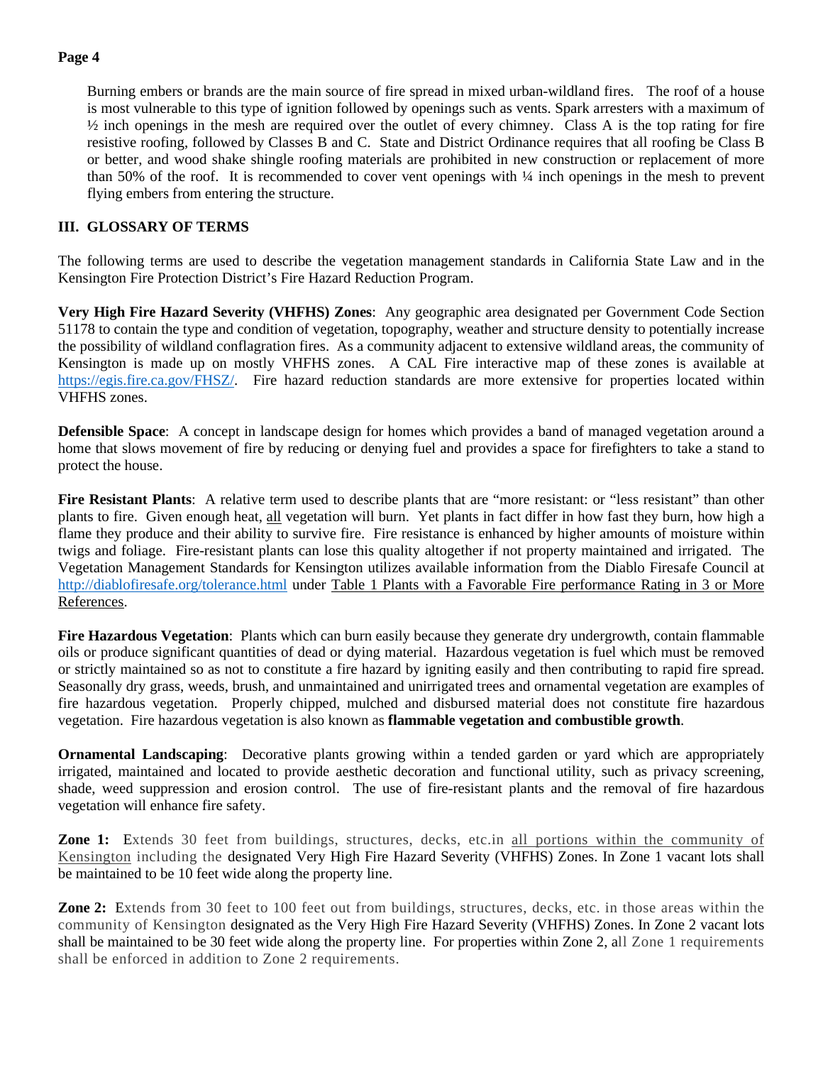Burning embers or brands are the main source of fire spread in mixed urban-wildland fires. The roof of a house is most vulnerable to this type of ignition followed by openings such as vents. Spark arresters with a maximum of ½ inch openings in the mesh are required over the outlet of every chimney. Class A is the top rating for fire resistive roofing, followed by Classes B and C. State and District Ordinance requires that all roofing be Class B or better, and wood shake shingle roofing materials are prohibited in new construction or replacement of more than 50% of the roof. It is recommended to cover vent openings with ¼ inch openings in the mesh to prevent flying embers from entering the structure.

## III. GLOSSARY OF TERMS

The following terms are used to describe the vegetation management standards in California State Law and in the Kensington Fire Protection District's Fire Hazard Reduction Program.

**Very High Fire Hazard Severity (VHFHS) Zones**: Any geographic area designated per Government Code Section 51178 to contain the type and condition of vegetation, topography, weather and structure density to potentially increase the possibility of wildland conflagration fires. As a community adjacent to extensive wildland areas, the community of Kensington is made up on mostly VHFHS zones. A CAL Fire interactive map of these zones is available at https://egis.fire.ca.gov/FHSZ/. Fire hazard reduction standards are more extensive for properties located within VHFHS zones.

**Defensible Space**: A concept in landscape design for homes which provides a band of managed vegetation around a home that slows movement of fire by reducing or denying fuel and provides a space for firefighters to take a stand to protect the house.

**Fire Resistant Plants**: A relative term used to describe plants that are "more resistant: or "less resistant" than other plants to fire. Given enough heat, all vegetation will burn. Yet plants in fact differ in how fast they burn, how high a flame they produce and their ability to survive fire. Fire resistance is enhanced by higher amounts of moisture within twigs and foliage. Fire-resistant plants can lose this quality altogether if not property maintained and irrigated. The Vegetation Management Standards for Kensington utilizes available information from the Diablo Firesafe Council at http://diablofiresafe.org/tolerance.html under Table 1 Plants with a Favorable Fire performance Rating in 3 or More References.

**Fire Hazardous Vegetation**: Plants which can burn easily because they generate dry undergrowth, contain flammable oils or produce significant quantities of dead or dying material. Hazardous vegetation is fuel which must be removed or strictly maintained so as not to constitute a fire hazard by igniting easily and then contributing to rapid fire spread. Seasonally dry grass, weeds, brush, and unmaintained and unirrigated trees and ornamental vegetation are examples of fire hazardous vegetation. Properly chipped, mulched and disbursed material does not constitute fire hazardous vegetation. Fire hazardous vegetation is also known as **flammable vegetation and combustible growth**.

**Ornamental Landscaping**: Decorative plants growing within a tended garden or yard which are appropriately irrigated, maintained and located to provide aesthetic decoration and functional utility, such as privacy screening, shade, weed suppression and erosion control. The use of fire-resistant plants and the removal of fire hazardous vegetation will enhance fire safety.

**Zone 1:** Extends 30 feet from buildings, structures, decks, etc.in all portions within the community of Kensington including the designated Very High Fire Hazard Severity (VHFHS) Zones. In Zone 1 vacant lots shall be maintained to be 10 feet wide along the property line.

**Zone 2:** Extends from 30 feet to 100 feet out from buildings, structures, decks, etc. in those areas within the community of Kensington designated as the Very High Fire Hazard Severity (VHFHS) Zones. In Zone 2 vacant lots shall be maintained to be 30 feet wide along the property line. For properties within Zone 2, all Zone 1 requirements shall be enforced in addition to Zone 2 requirements.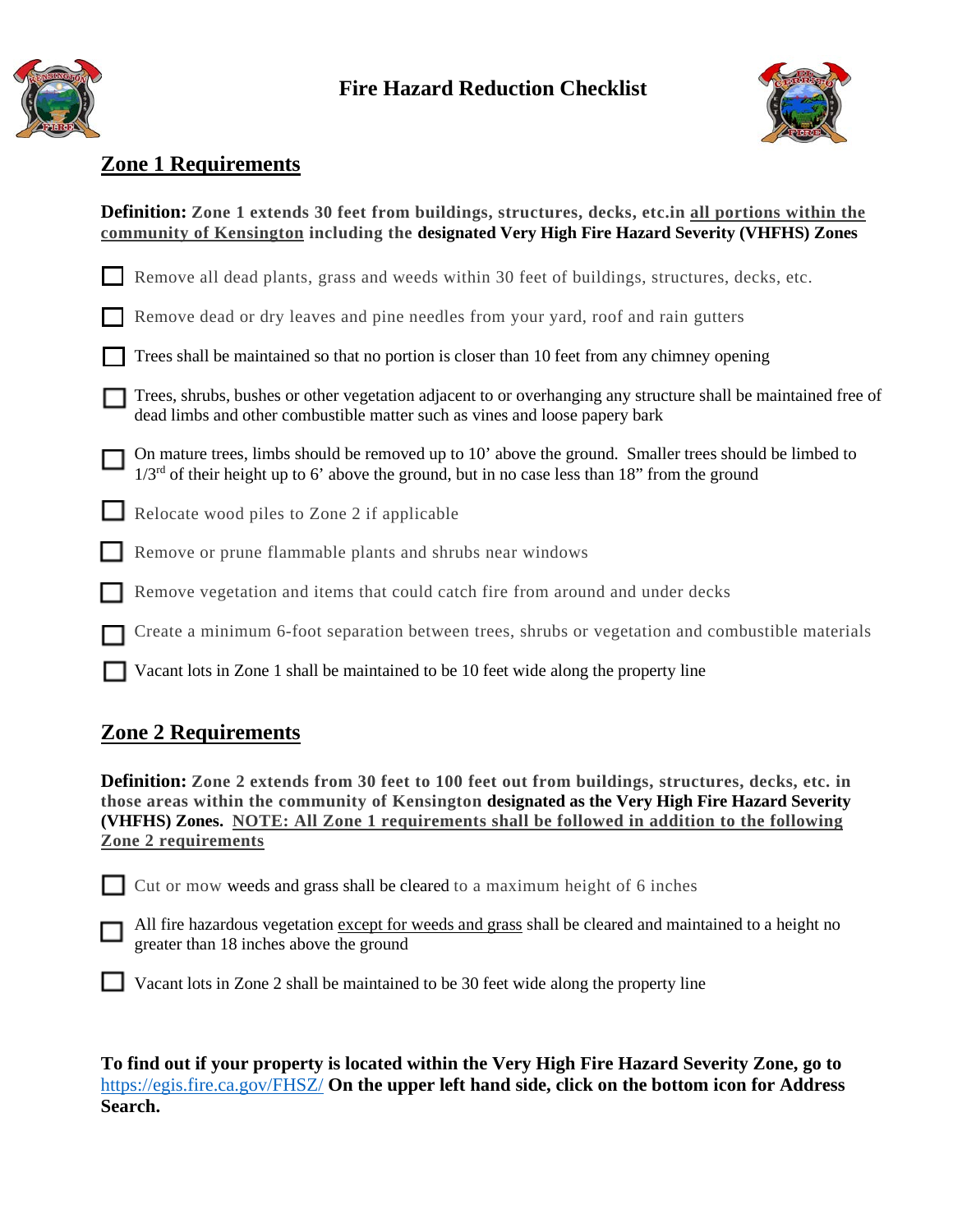# Fire Hazard Reduction Checklist

## Zone 1 Requirements

**Definition: Zone 1 extends 30 feet from buildings, structures, decks, etc.in all portions within the community of Kensington including the designated Very High Fire Hazard Severity (VHFHS) Zones**

- [ ] Remove all dead plants, grass and weeds within 30 feet of buildings, structures, decks, etc.
- [ ] Remove dead or dry leaves and pine needles from your yard, roof and rain gutters
- [ ] Trees shall be maintained so that no portion is closer than 10 feet from any chimney opening
- [ ] Trees, shrubs, bushes or other vegetation adjacent to or overhanging any structure shall be maintained free of dead limbs and other combustible matter such as vines and loose papery bark
- [ ] On mature trees, limbs should be removed up to 10' above the ground. Smaller trees should be limbed to 1/3rd of their height up to 6' above the ground, but in no case less than 18" from the ground
- [ ] Relocate wood piles to Zone 2 if applicable
- [ ] Remove or prune flammable plants and shrubs near windows
- [ ] Remove vegetation and items that could catch fire from around and under decks
- [ ] Create a minimum 6-foot separation between trees, shrubs or vegetation and combustible materials
- [ ] Vacant lots in Zone 1 shall be maintained to be 10 feet wide along the property line

## Zone 2 Requirements

**Definition: Zone 2 extends from 30 feet to 100 feet out from buildings, structures, decks, etc. in those areas within the community of Kensington designated as the Very High Fire Hazard Severity (VHFHS) Zones. NOTE: All Zone 1 requirements shall be followed in addition to the following Zone 2 requirements**

- [ ] Cut or mow weeds and grass shall be cleared to a maximum height of 6 inches
- [ ] All fire hazardous vegetation except for weeds and grass shall be cleared and maintained to a height no greater than 18 inches above the ground
- [ ] Vacant lots in Zone 2 shall be maintained to be 30 feet wide along the property line

**To find out if your property is located within the Very High Fire Hazard Severity Zone, go to** https://egis.fire.ca.gov/FHSZ/ **On the upper left hand side, click on the bottom icon for Address Search.**